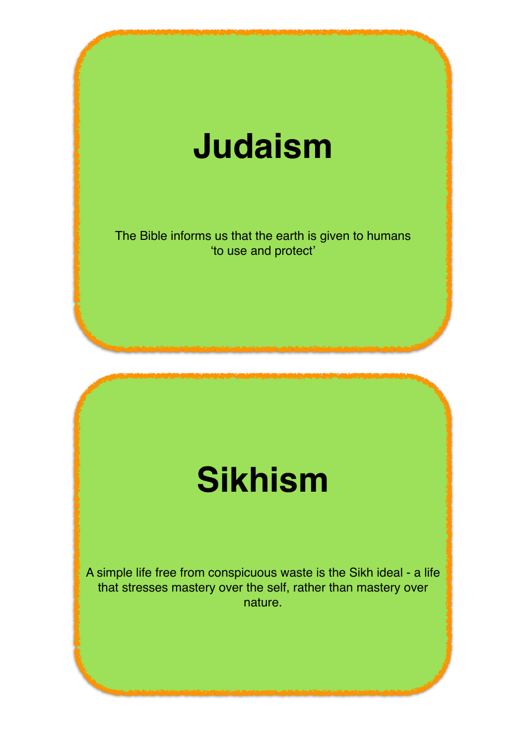# Judaism

The Bible informs us that the earth is given to humans 'to use and protect'

# Sikhism

A simple life free from conspicuous waste is the Sikh ideal - a life that stresses mastery over the self, rather than mastery over nature.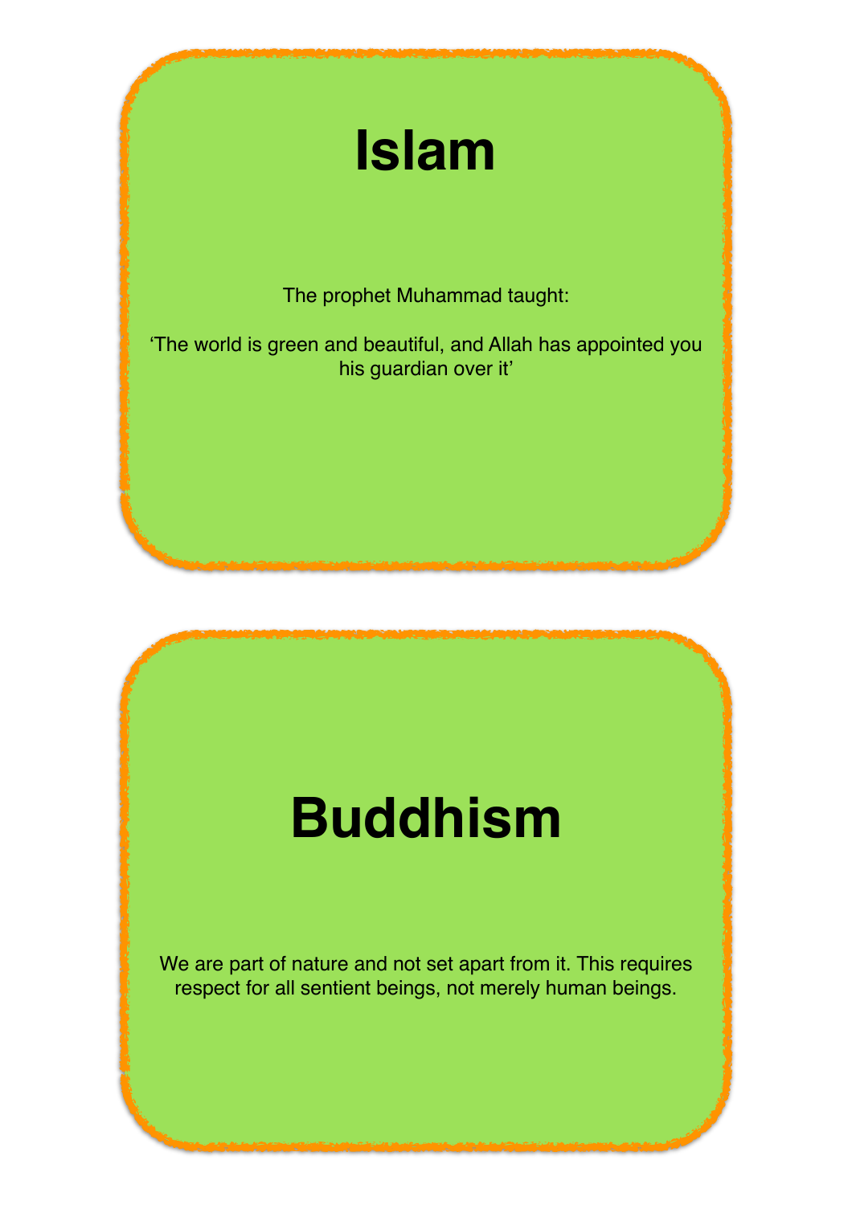# Islam

The prophet Muhammad taught:

‘The world is green and beautiful, and Allah has appointed you his guardian over it’

# Buddhism

We are part of nature and not set apart from it. This requires respect for all sentient beings, not merely human beings.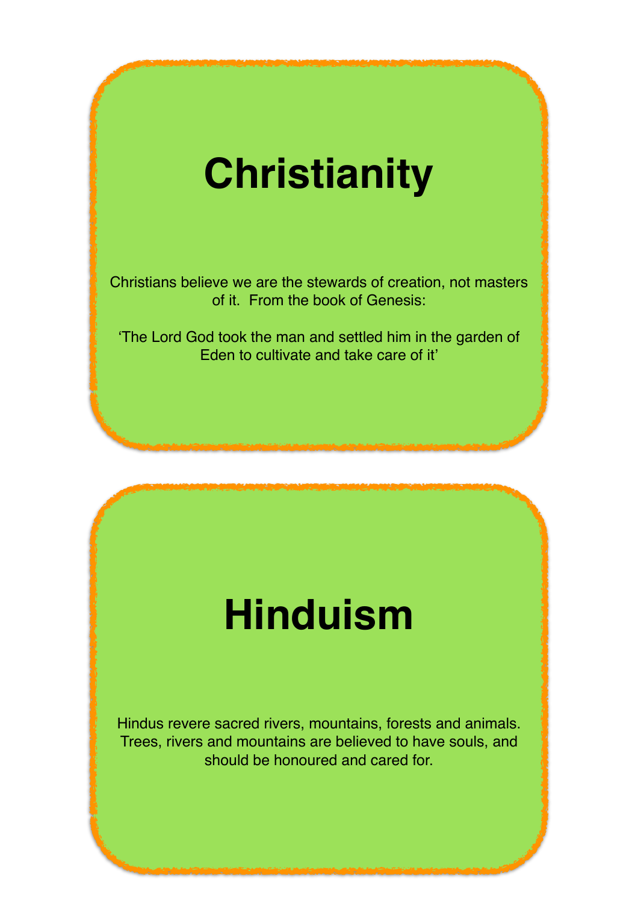# Christianity

Christians believe we are the stewards of creation, not masters of it.  From the book of Genesis:

‘The Lord God took the man and settled him in the garden of Eden to cultivate and take care of it’

# Hinduism

Hindus revere sacred rivers, mountains, forests and animals. Trees, rivers and mountains are believed to have souls, and should be honoured and cared for.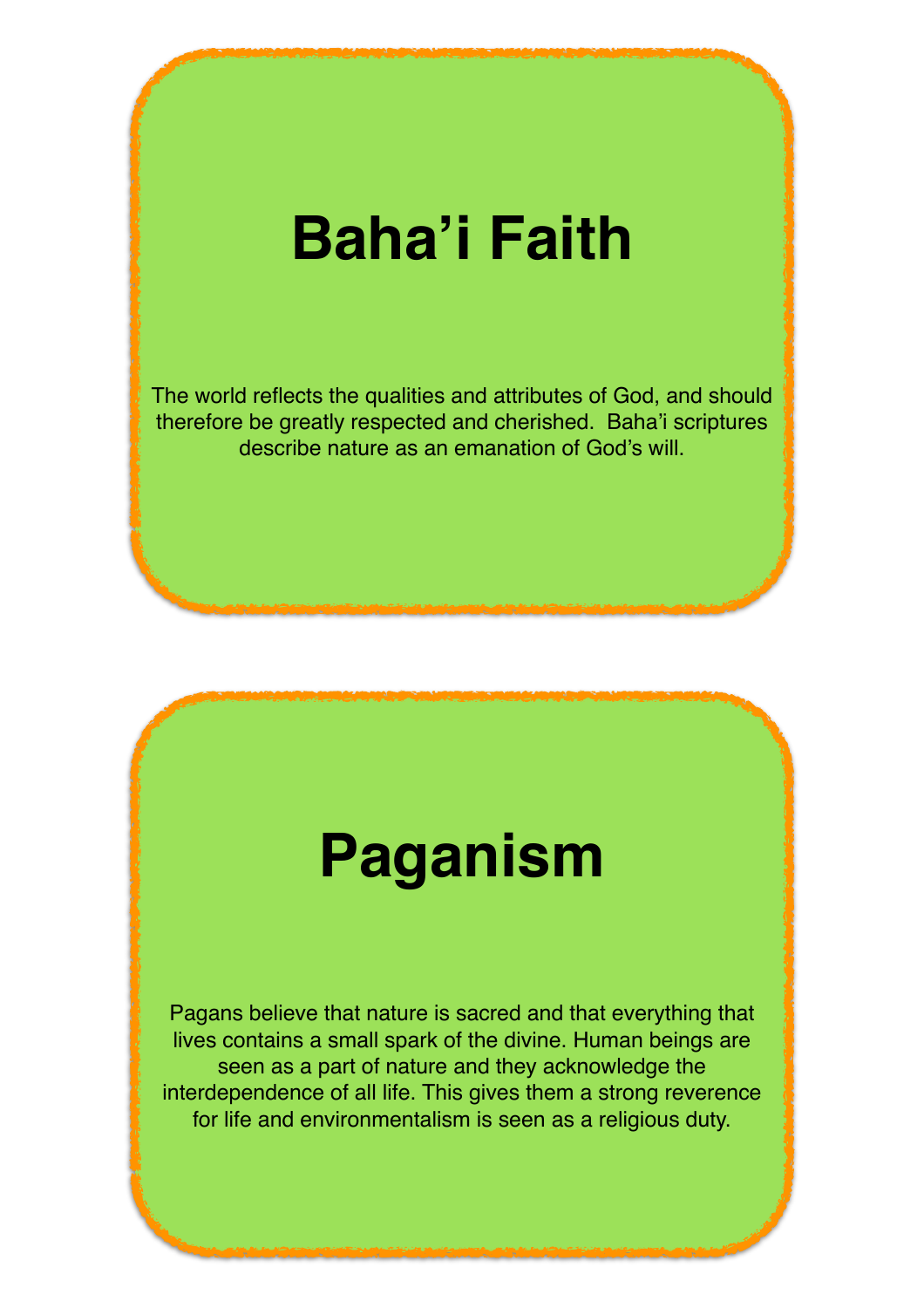# Baha'i Faith

The world reflects the qualities and attributes of God, and should therefore be greatly respected and cherished. Baha'i scriptures describe nature as an emanation of God's will.

# Paganism

Pagans believe that nature is sacred and that everything that lives contains a small spark of the divine. Human beings are seen as a part of nature and they acknowledge the interdependence of all life. This gives them a strong reverence for life and environmentalism is seen as a religious duty.